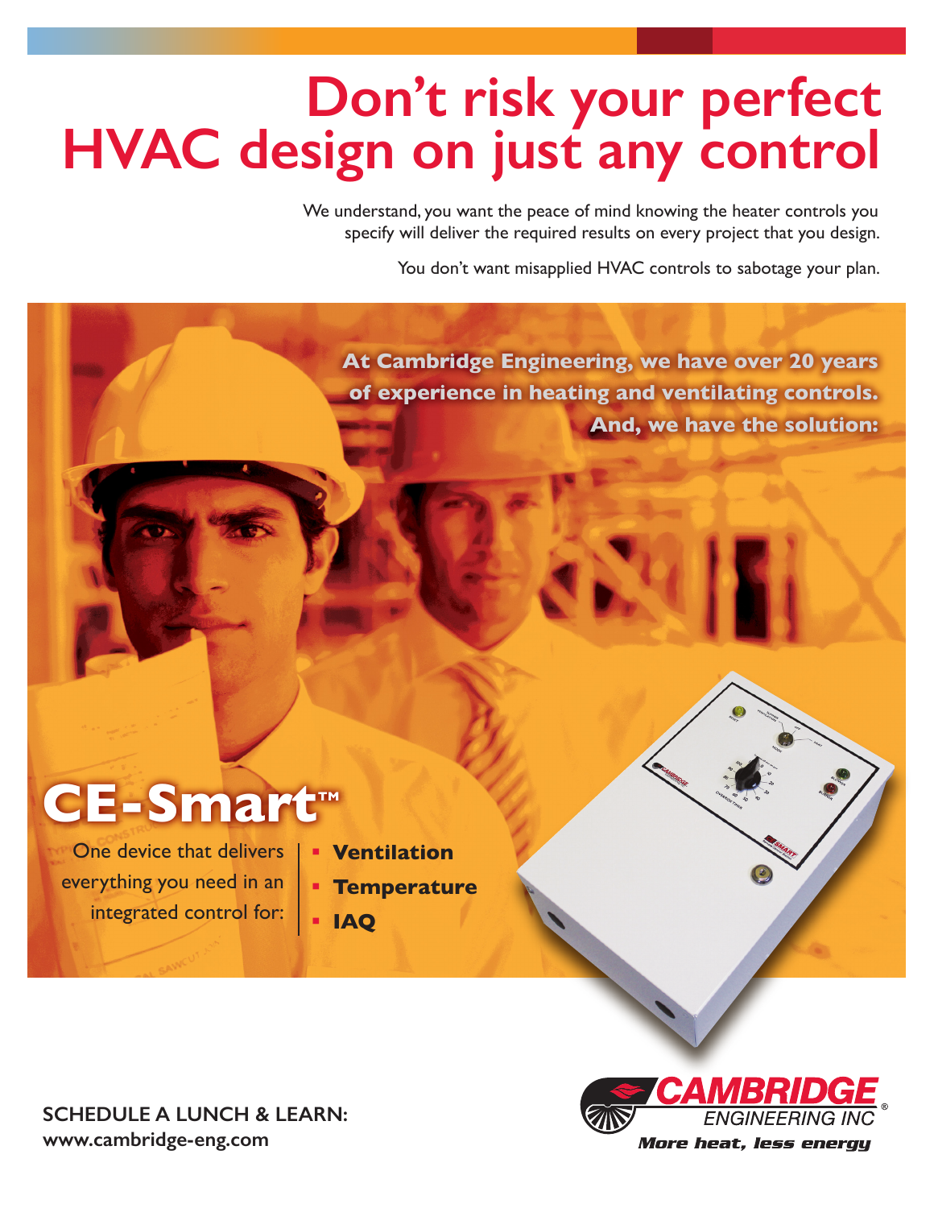# Don't risk your perfect HVAC design on just any control

We understand, you want the peace of mind knowing the heater controls you specify will deliver the required results on every project that you design.

You don't want misapplied HVAC controls to sabotage your plan.

**At Cambridge Engineering, we have over 20 years of experience in heating and ventilating controls. And, we have the solution:**

## CE-Smart™

One device that delivers everything you need in an integrated control for:

- **Ventilation**
- **Temperature**
- **IAQ**

**SCHEDULE A LUNCH & LEARN:**
**www.cambridge-eng.com**

CAMBRIDGE ENGINEERING INC®
*More heat, less energy*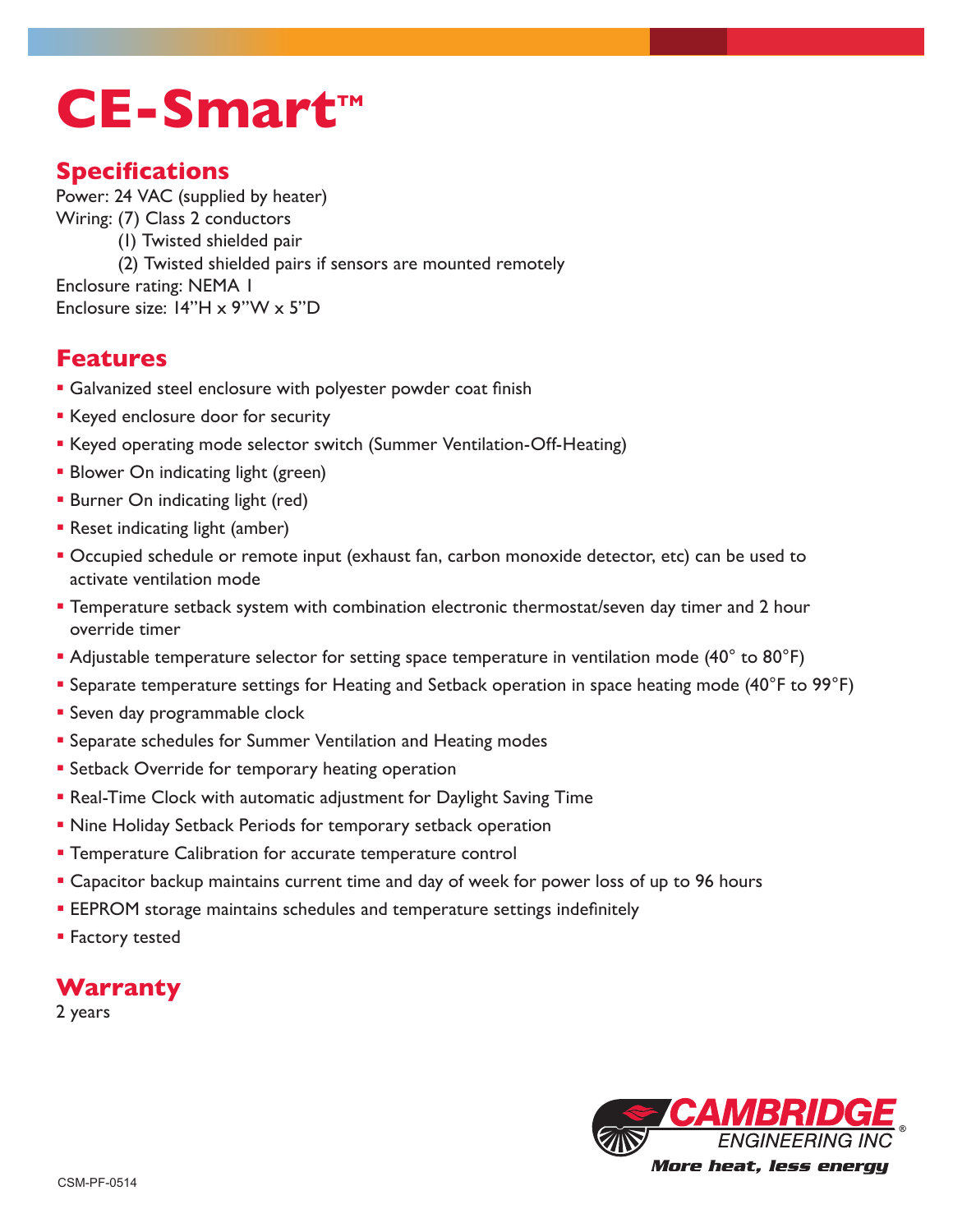# CE-Smart™

## Specifications

Power: 24 VAC (supplied by heater)
Wiring: (7) Class 2 conductors
(1) Twisted shielded pair
(2) Twisted shielded pairs if sensors are mounted remotely
Enclosure rating: NEMA 1
Enclosure size: 14"H x 9"W x 5"D

## Features

- Galvanized steel enclosure with polyester powder coat finish
- Keyed enclosure door for security
- Keyed operating mode selector switch (Summer Ventilation-Off-Heating)
- Blower On indicating light (green)
- Burner On indicating light (red)
- Reset indicating light (amber)
- Occupied schedule or remote input (exhaust fan, carbon monoxide detector, etc) can be used to activate ventilation mode
- Temperature setback system with combination electronic thermostat/seven day timer and 2 hour override timer
- Adjustable temperature selector for setting space temperature in ventilation mode (40° to 80°F)
- Separate temperature settings for Heating and Setback operation in space heating mode (40°F to 99°F)
- Seven day programmable clock
- Separate schedules for Summer Ventilation and Heating modes
- Setback Override for temporary heating operation
- Real-Time Clock with automatic adjustment for Daylight Saving Time
- Nine Holiday Setback Periods for temporary setback operation
- Temperature Calibration for accurate temperature control
- Capacitor backup maintains current time and day of week for power loss of up to 96 hours
- EEPROM storage maintains schedules and temperature settings indefinitely
- Factory tested

## Warranty

2 years

CAMBRIDGE® ENGINEERING INC
*More heat, less energy*

CSM-PF-0514